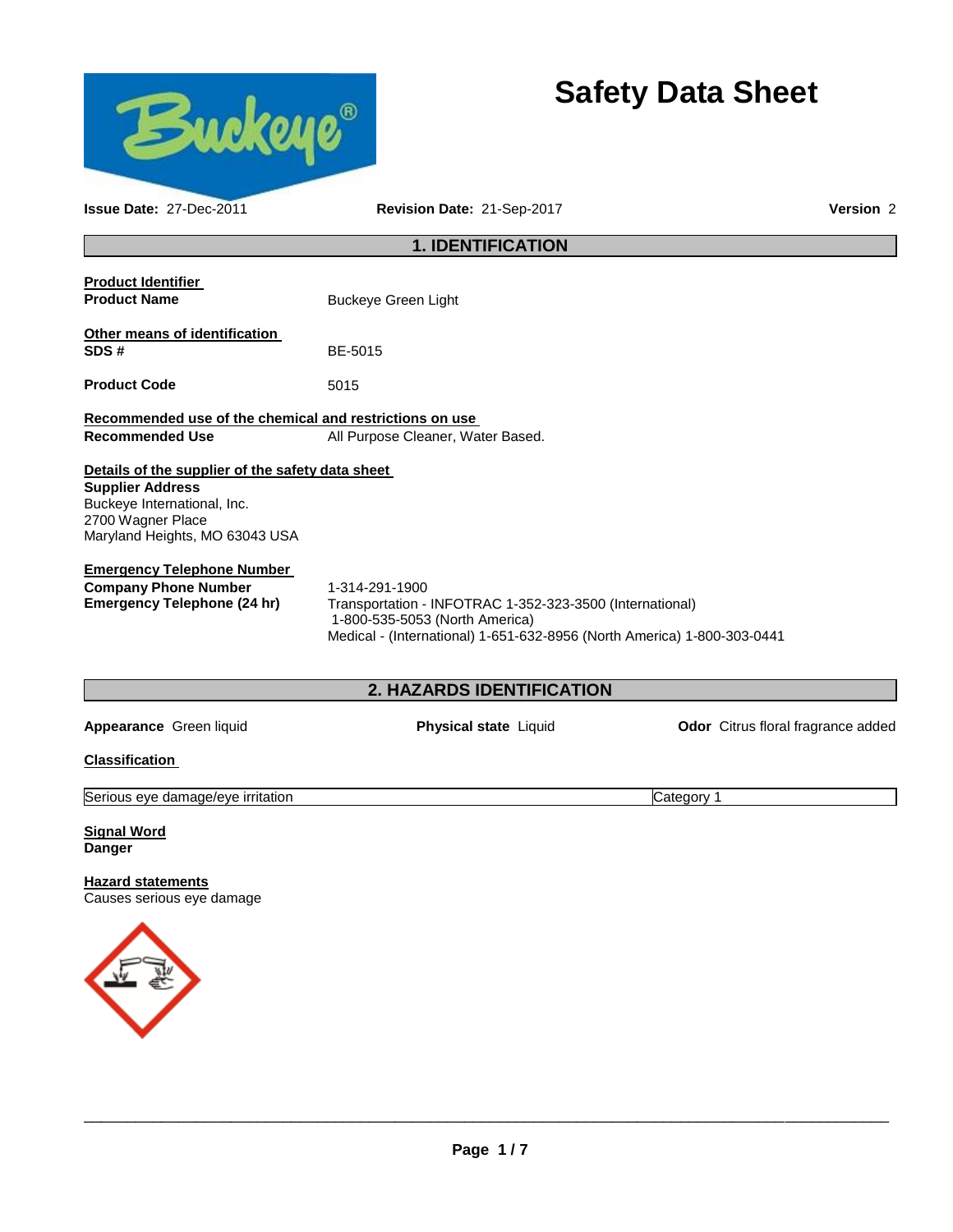# Safety Data Sheet

**Issue Date:** 27-Dec-2011 **Revision Date:** 21-Sep-2017 **Version** 2

## 1. IDENTIFICATION

**Product Identifier**

**Product Name** Buckeye Green Light

**Other means of identification**

**SDS #** BE-5015

**Product Code** 5015

**Recommended use of the chemical and restrictions on use**

**Recommended Use** All Purpose Cleaner, Water Based.

**Details of the supplier of the safety data sheet**

**Supplier Address**
Buckeye International, Inc.
2700 Wagner Place
Maryland Heights, MO 63043 USA

**Emergency Telephone Number**

**Company Phone Number** 1-314-291-1900

**Emergency Telephone (24 hr)** Transportation - INFOTRAC 1-352-323-3500 (International)
1-800-535-5053 (North America)
Medical - (International) 1-651-632-8956 (North America) 1-800-303-0441

## 2. HAZARDS IDENTIFICATION

**Appearance** Green liquid **Physical state** Liquid **Odor** Citrus floral fragrance added

**Classification**

| Serious eye damage/eye irritation | Category 1 |
|---|---|

**Signal Word**
**Danger**

**Hazard statements**
Causes serious eye damage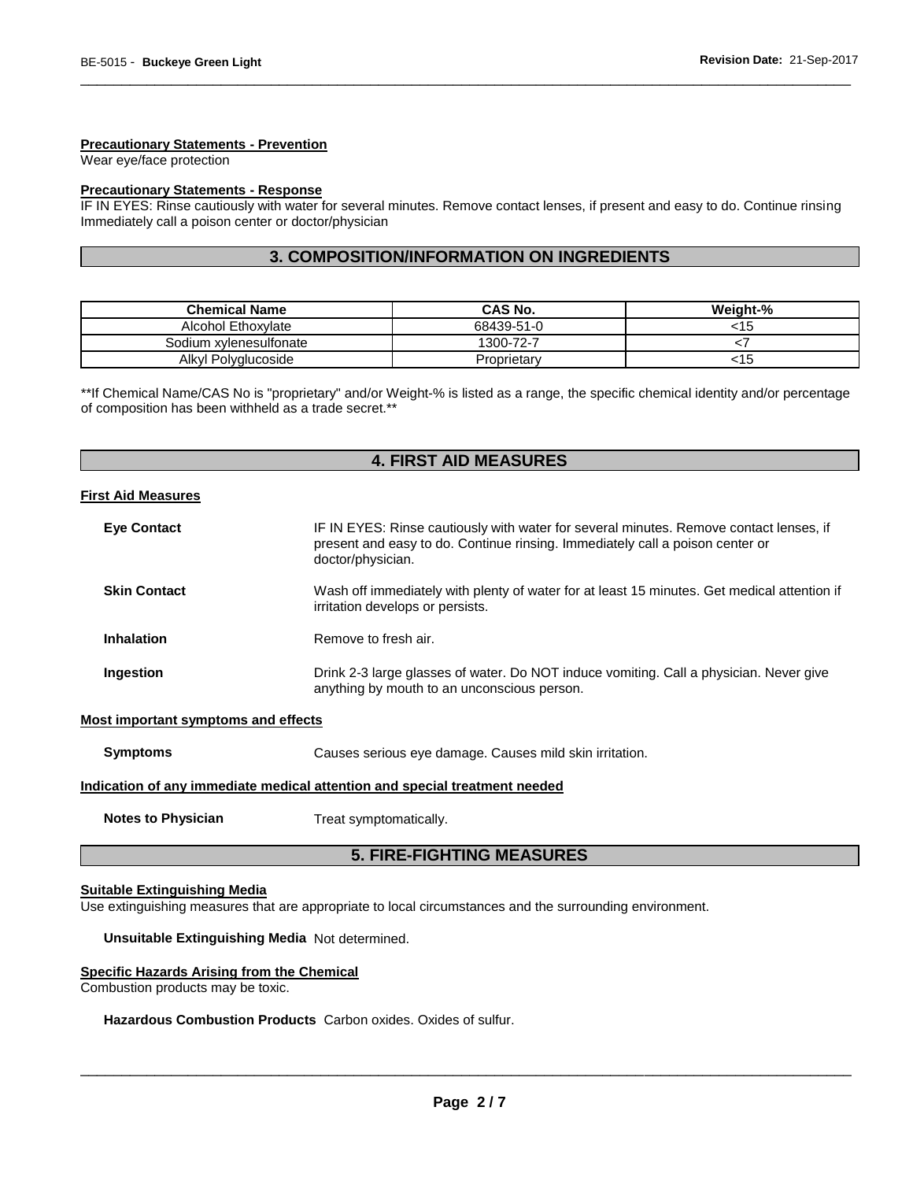**Precautionary Statements - Prevention**
Wear eye/face protection

**Precautionary Statements - Response**
IF IN EYES: Rinse cautiously with water for several minutes. Remove contact lenses, if present and easy to do. Continue rinsing Immediately call a poison center or doctor/physician

## 3. COMPOSITION/INFORMATION ON INGREDIENTS

| Chemical Name | CAS No. | Weight-% |
|---|---|---|
| Alcohol Ethoxylate | 68439-51-0 | <15 |
| Sodium xylenesulfonate | 1300-72-7 | <7 |
| Alkyl Polyglucoside | Proprietary | <15 |

**If Chemical Name/CAS No is "proprietary" and/or Weight-% is listed as a range, the specific chemical identity and/or percentage of composition has been withheld as a trade secret.**

## 4. FIRST AID MEASURES

**First Aid Measures**

**Eye Contact** IF IN EYES: Rinse cautiously with water for several minutes. Remove contact lenses, if present and easy to do. Continue rinsing. Immediately call a poison center or doctor/physician.

**Skin Contact** Wash off immediately with plenty of water for at least 15 minutes. Get medical attention if irritation develops or persists.

**Inhalation** Remove to fresh air.

**Ingestion** Drink 2-3 large glasses of water. Do NOT induce vomiting. Call a physician. Never give anything by mouth to an unconscious person.

**Most important symptoms and effects**

**Symptoms** Causes serious eye damage. Causes mild skin irritation.

**Indication of any immediate medical attention and special treatment needed**

**Notes to Physician** Treat symptomatically.

## 5. FIRE-FIGHTING MEASURES

**Suitable Extinguishing Media**
Use extinguishing measures that are appropriate to local circumstances and the surrounding environment.

**Unsuitable Extinguishing Media** Not determined.

**Specific Hazards Arising from the Chemical**
Combustion products may be toxic.

**Hazardous Combustion Products** Carbon oxides. Oxides of sulfur.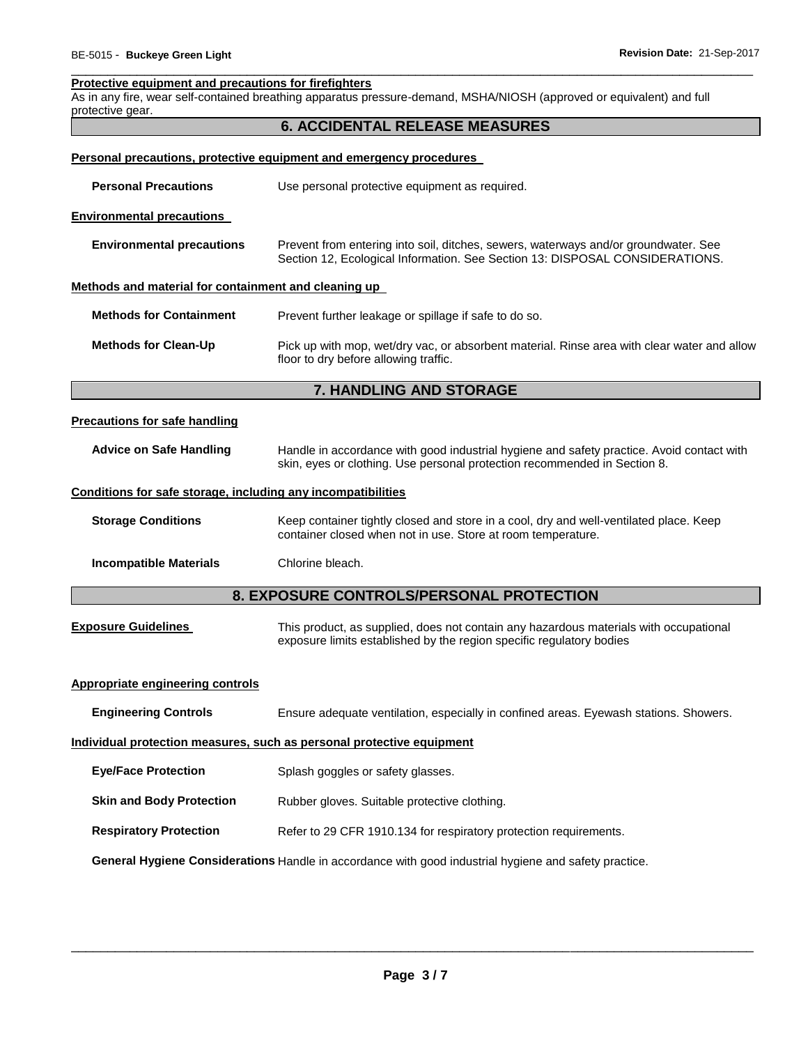**Protective equipment and precautions for firefighters**

As in any fire, wear self-contained breathing apparatus pressure-demand, MSHA/NIOSH (approved or equivalent) and full protective gear.

## 6. ACCIDENTAL RELEASE MEASURES

**Personal precautions, protective equipment and emergency procedures**

**Personal Precautions** Use personal protective equipment as required.

**Environmental precautions**

**Environmental precautions** Prevent from entering into soil, ditches, sewers, waterways and/or groundwater. See Section 12, Ecological Information. See Section 13: DISPOSAL CONSIDERATIONS.

**Methods and material for containment and cleaning up**

**Methods for Containment** Prevent further leakage or spillage if safe to do so.

**Methods for Clean-Up** Pick up with mop, wet/dry vac, or absorbent material. Rinse area with clear water and allow floor to dry before allowing traffic.

## 7. HANDLING AND STORAGE

**Precautions for safe handling**

**Advice on Safe Handling** Handle in accordance with good industrial hygiene and safety practice. Avoid contact with skin, eyes or clothing. Use personal protection recommended in Section 8.

**Conditions for safe storage, including any incompatibilities**

**Storage Conditions** Keep container tightly closed and store in a cool, dry and well-ventilated place. Keep container closed when not in use. Store at room temperature.

**Incompatible Materials** Chlorine bleach.

## 8. EXPOSURE CONTROLS/PERSONAL PROTECTION

**Exposure Guidelines** This product, as supplied, does not contain any hazardous materials with occupational exposure limits established by the region specific regulatory bodies

**Appropriate engineering controls**

**Engineering Controls** Ensure adequate ventilation, especially in confined areas. Eyewash stations. Showers.

**Individual protection measures, such as personal protective equipment**

**Eye/Face Protection** Splash goggles or safety glasses.

**Skin and Body Protection** Rubber gloves. Suitable protective clothing.

**Respiratory Protection** Refer to 29 CFR 1910.134 for respiratory protection requirements.

**General Hygiene Considerations** Handle in accordance with good industrial hygiene and safety practice.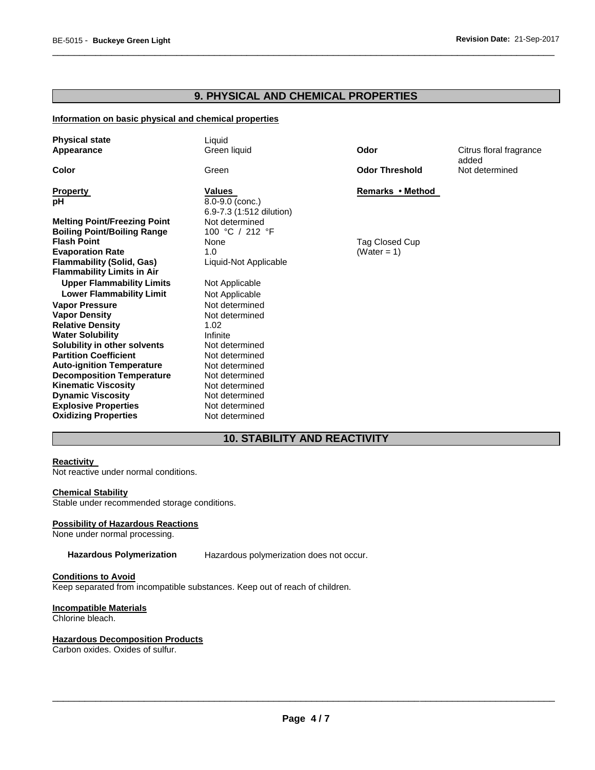## 9. PHYSICAL AND CHEMICAL PROPERTIES

**Information on basic physical and chemical properties**

| | | | |
|---|---|---|---|
| **Physical state** | Liquid | | |
| **Appearance** | Green liquid | **Odor** | Citrus floral fragrance added |
| **Color** | Green | **Odor Threshold** | Not determined |

| **Property** | **Values** | **Remarks • Method** |
|---|---|---|
| **pH** | 8.0-9.0 (conc.) 6.9-7.3 (1:512 dilution) | |
| **Melting Point/Freezing Point** | Not determined | |
| **Boiling Point/Boiling Range** | 100 °C / 212 °F | |
| **Flash Point** | None | Tag Closed Cup |
| **Evaporation Rate** | 1.0 | (Water = 1) |
| **Flammability (Solid, Gas)** | Liquid-Not Applicable | |
| **Flammability Limits in Air** | | |
| **Upper Flammability Limits** | Not Applicable | |
| **Lower Flammability Limit** | Not Applicable | |
| **Vapor Pressure** | Not determined | |
| **Vapor Density** | Not determined | |
| **Relative Density** | 1.02 | |
| **Water Solubility** | Infinite | |
| **Solubility in other solvents** | Not determined | |
| **Partition Coefficient** | Not determined | |
| **Auto-ignition Temperature** | Not determined | |
| **Decomposition Temperature** | Not determined | |
| **Kinematic Viscosity** | Not determined | |
| **Dynamic Viscosity** | Not determined | |
| **Explosive Properties** | Not determined | |
| **Oxidizing Properties** | Not determined | |

## 10. STABILITY AND REACTIVITY

**Reactivity**

Not reactive under normal conditions.

**Chemical Stability**

Stable under recommended storage conditions.

**Possibility of Hazardous Reactions**

None under normal processing.

**Hazardous Polymerization** Hazardous polymerization does not occur.

**Conditions to Avoid**

Keep separated from incompatible substances. Keep out of reach of children.

**Incompatible Materials**

Chlorine bleach.

**Hazardous Decomposition Products**

Carbon oxides. Oxides of sulfur.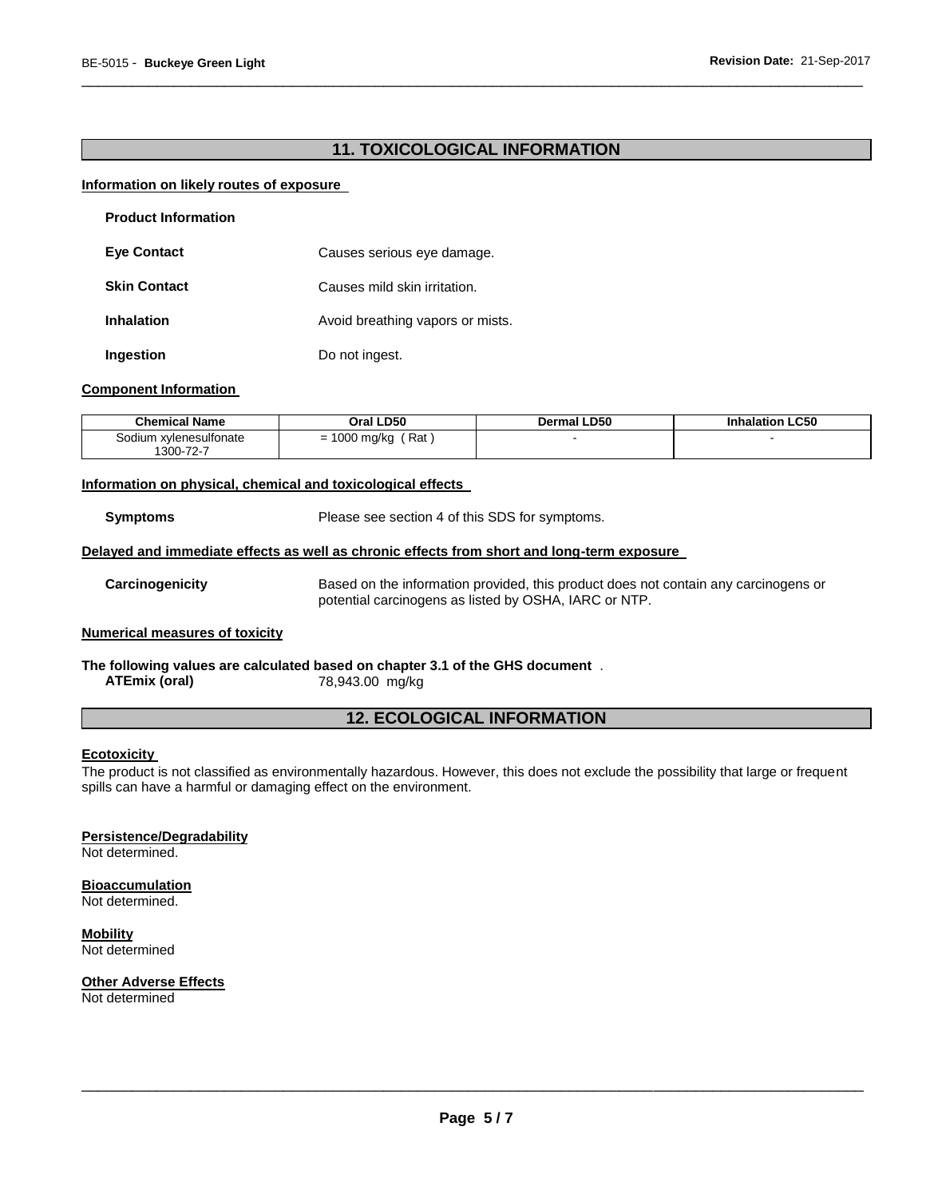## 11. TOXICOLOGICAL INFORMATION

### Information on likely routes of exposure

**Product Information**

**Eye Contact** Causes serious eye damage.

**Skin Contact** Causes mild skin irritation.

**Inhalation** Avoid breathing vapors or mists.

**Ingestion** Do not ingest.

### Component Information

| Chemical Name | Oral LD50 | Dermal LD50 | Inhalation LC50 |
|---|---|---|---|
| Sodium xylenesulfonate 1300-72-7 | = 1000 mg/kg ( Rat ) | - | - |

### Information on physical, chemical and toxicological effects

**Symptoms** Please see section 4 of this SDS for symptoms.

### Delayed and immediate effects as well as chronic effects from short and long-term exposure

**Carcinogenicity** Based on the information provided, this product does not contain any carcinogens or potential carcinogens as listed by OSHA, IARC or NTP.

### Numerical measures of toxicity

**The following values are calculated based on chapter 3.1 of the GHS document** .

**ATEmix (oral)** 78,943.00 mg/kg

## 12. ECOLOGICAL INFORMATION

### Ecotoxicity

The product is not classified as environmentally hazardous. However, this does not exclude the possibility that large or frequent spills can have a harmful or damaging effect on the environment.

### Persistence/Degradability

Not determined.

### Bioaccumulation

Not determined.

### Mobility

Not determined

### Other Adverse Effects

Not determined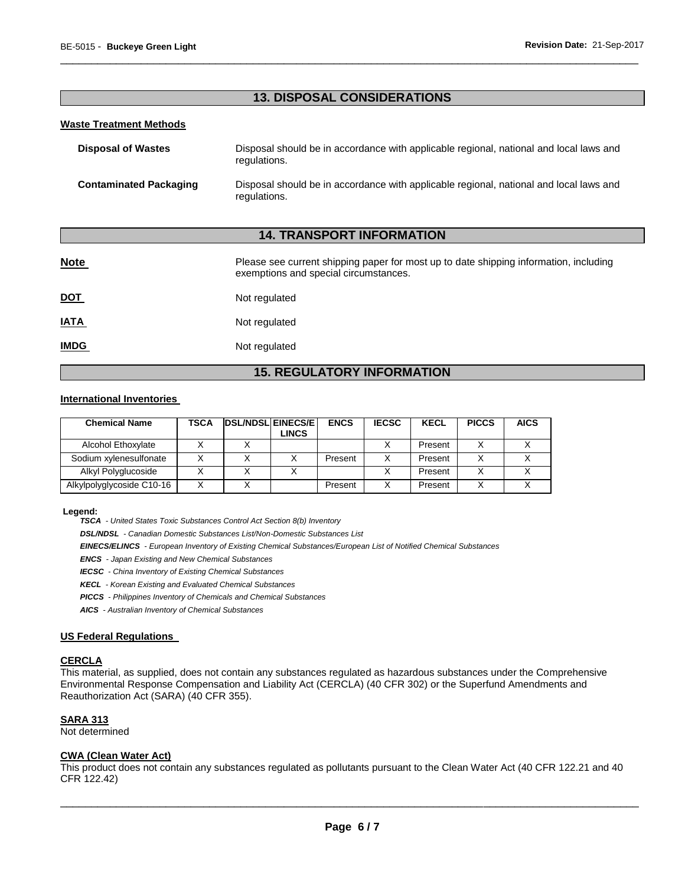## 13. DISPOSAL CONSIDERATIONS

### Waste Treatment Methods

**Disposal of Wastes** Disposal should be in accordance with applicable regional, national and local laws and regulations.

**Contaminated Packaging** Disposal should be in accordance with applicable regional, national and local laws and regulations.

## 14. TRANSPORT INFORMATION

**Note** Please see current shipping paper for most up to date shipping information, including exemptions and special circumstances.

**DOT** Not regulated

**IATA** Not regulated

**IMDG** Not regulated

## 15. REGULATORY INFORMATION

### International Inventories

| Chemical Name | TSCA | DSL/NDSL | EINECS/ELINCS | ENCS | IECSC | KECL | PICCS | AICS |
|---|---|---|---|---|---|---|---|---|
| Alcohol Ethoxylate | X | X | | | X | Present | X | X |
| Sodium xylenesulfonate | X | X | X | Present | X | Present | X | X |
| Alkyl Polyglucoside | X | X | X | | X | Present | X | X |
| Alkylpolyglycoside C10-16 | X | X | | Present | X | Present | X | X |

**Legend:**

***TSCA*** *- United States Toxic Substances Control Act Section 8(b) Inventory*

***DSL/NDSL*** *- Canadian Domestic Substances List/Non-Domestic Substances List*

***EINECS/ELINCS*** *- European Inventory of Existing Chemical Substances/European List of Notified Chemical Substances*

***ENCS*** *- Japan Existing and New Chemical Substances*

***IECSC*** *- China Inventory of Existing Chemical Substances*

***KECL*** *- Korean Existing and Evaluated Chemical Substances*

***PICCS*** *- Philippines Inventory of Chemicals and Chemical Substances*

***AICS*** *- Australian Inventory of Chemical Substances*

### US Federal Regulations

**CERCLA**

This material, as supplied, does not contain any substances regulated as hazardous substances under the Comprehensive Environmental Response Compensation and Liability Act (CERCLA) (40 CFR 302) or the Superfund Amendments and Reauthorization Act (SARA) (40 CFR 355).

**SARA 313**

Not determined

**CWA (Clean Water Act)**

This product does not contain any substances regulated as pollutants pursuant to the Clean Water Act (40 CFR 122.21 and 40 CFR 122.42)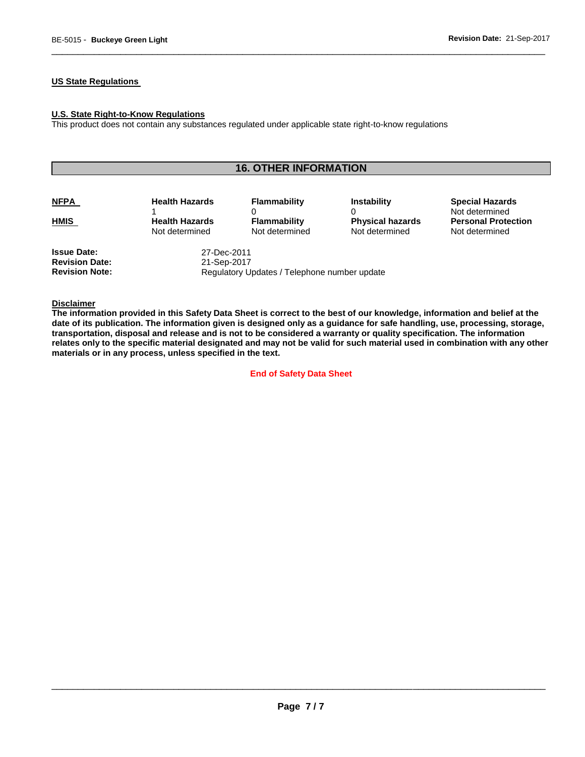**US State Regulations**

**U.S. State Right-to-Know Regulations**

This product does not contain any substances regulated under applicable state right-to-know regulations

## 16. OTHER INFORMATION

| | | | | |
|---|---|---|---|---|
| **NFPA** | **Health Hazards** 1 | **Flammability** 0 | **Instability** 0 | **Special Hazards** Not determined |
| **HMIS** | **Health Hazards** Not determined | **Flammability** Not determined | **Physical hazards** Not determined | **Personal Protection** Not determined |

**Issue Date:** 27-Dec-2011
**Revision Date:** 21-Sep-2017
**Revision Note:** Regulatory Updates / Telephone number update

**Disclaimer**

**The information provided in this Safety Data Sheet is correct to the best of our knowledge, information and belief at the date of its publication. The information given is designed only as a guidance for safe handling, use, processing, storage, transportation, disposal and release and is not to be considered a warranty or quality specification. The information relates only to the specific material designated and may not be valid for such material used in combination with any other materials or in any process, unless specified in the text.**

**End of Safety Data Sheet**